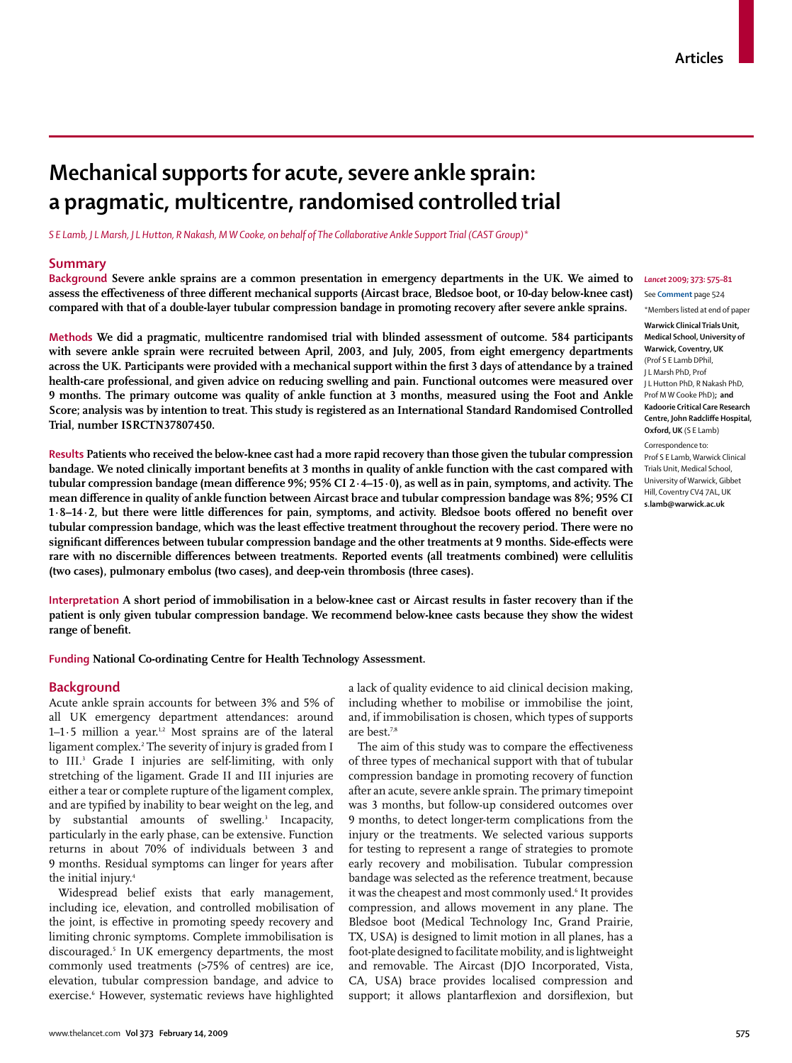# Mechanical supports for acute, severe ankle sprain: a pragmatic, multicentre, randomised controlled trial

*S E Lamb, J L Marsh, J L Hutton, R Nakash, M W Cooke, on behalf of The Collaborative Ankle Support Trial (CAST Group)\**

## Summary

**Background** Severe ankle sprains are a common presentation in emergency departments in the UK. We aimed to assess the effectiveness of three different mechanical supports (Aircast brace, Bledsoe boot, or 10-day below-knee cast) compared with that of a double-layer tubular compression bandage in promoting recovery after severe ankle sprains.

**Methods** We did a pragmatic, multicentre randomised trial with blinded assessment of outcome. 584 participants with severe ankle sprain were recruited between April, 2003, and July, 2005, from eight emergency departments across the UK. Participants were provided with a mechanical support within the first 3 days of attendance by a trained health-care professional, and given advice on reducing swelling and pain. Functional outcomes were measured over 9 months. The primary outcome was quality of ankle function at 3 months, measured using the Foot and Ankle Score; analysis was by intention to treat. This study is registered as an International Standard Randomised Controlled Trial, number ISRCTN37807450.

**Results** Patients who received the below-knee cast had a more rapid recovery than those given the tubular compression bandage. We noted clinically important benefits at 3 months in quality of ankle function with the cast compared with tubular compression bandage (mean difference 9%; 95% CI 2·4–15·0), as well as in pain, symptoms, and activity. The mean difference in quality of ankle function between Aircast brace and tubular compression bandage was 8%; 95% CI 1·8–14·2, but there were little differences for pain, symptoms, and activity. Bledsoe boots offered no benefit over tubular compression bandage, which was the least effective treatment throughout the recovery period. There were no significant differences between tubular compression bandage and the other treatments at 9 months. Side-effects were rare with no discernible differences between treatments. Reported events (all treatments combined) were cellulitis (two cases), pulmonary embolus (two cases), and deep-vein thrombosis (three cases).

**Interpretation** A short period of immobilisation in a below-knee cast or Aircast results in faster recovery than if the patient is only given tubular compression bandage. We recommend below-knee casts because they show the widest range of benefit.

**Funding** National Co-ordinating Centre for Health Technology Assessment.

*Lancet* 2009; 373: 575–81

See **Comment** page 524

\*Members listed at end of paper

**Warwick Clinical Trials Unit, Medical School, University of Warwick, Coventry, UK** (Prof S E Lamb DPhil, J L Marsh PhD, Prof J L Hutton PhD, R Nakash PhD, Prof M W Cooke PhD); **and Kadoorie Critical Care Research Centre, John Radcliffe Hospital, Oxford, UK** (S E Lamb)

Correspondence to: Prof S E Lamb, Warwick Clinical Trials Unit, Medical School, University of Warwick, Gibbet Hill, Coventry CV4 7AL, UK **s.lamb@warwick.ac.uk**

## Background

Acute ankle sprain accounts for between 3% and 5% of all UK emergency department attendances: around 1–1·5 million a year.[1,2] Most sprains are of the lateral ligament complex.[2] The severity of injury is graded from I to III.[3] Grade I injuries are self-limiting, with only stretching of the ligament. Grade II and III injuries are either a tear or complete rupture of the ligament complex, and are typified by inability to bear weight on the leg, and by substantial amounts of swelling.[3] Incapacity, particularly in the early phase, can be extensive. Function returns in about 70% of individuals between 3 and 9 months. Residual symptoms can linger for years after the initial injury.[4]

Widespread belief exists that early management, including ice, elevation, and controlled mobilisation of the joint, is effective in promoting speedy recovery and limiting chronic symptoms. Complete immobilisation is discouraged.[5] In UK emergency departments, the most commonly used treatments (>75% of centres) are ice, elevation, tubular compression bandage, and advice to exercise.[6] However, systematic reviews have highlighted a lack of quality evidence to aid clinical decision making, including whether to mobilise or immobilise the joint, and, if immobilisation is chosen, which types of supports are best.[7,8]

The aim of this study was to compare the effectiveness of three types of mechanical support with that of tubular compression bandage in promoting recovery of function after an acute, severe ankle sprain. The primary timepoint was 3 months, but follow-up considered outcomes over 9 months, to detect longer-term complications from the injury or the treatments. We selected various supports for testing to represent a range of strategies to promote early recovery and mobilisation. Tubular compression bandage was selected as the reference treatment, because it was the cheapest and most commonly used.[6] It provides compression, and allows movement in any plane. The Bledsoe boot (Medical Technology Inc, Grand Prairie, TX, USA) is designed to limit motion in all planes, has a foot-plate designed to facilitate mobility, and is lightweight and removable. The Aircast (DJO Incorporated, Vista, CA, USA) brace provides localised compression and support; it allows plantarflexion and dorsiflexion, but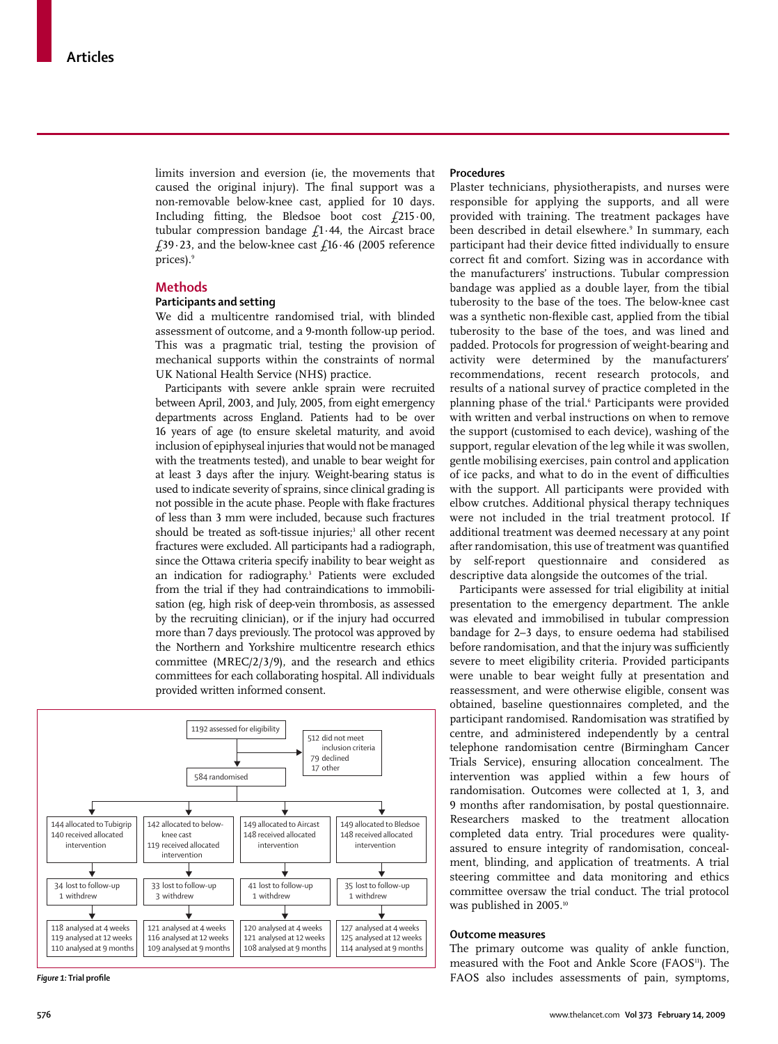limits inversion and eversion (ie, the movements that caused the original injury). The final support was a non-removable below-knee cast, applied for 10 days. Including fitting, the Bledsoe boot cost £215·00, tubular compression bandage £1·44, the Aircast brace £39·23, and the below-knee cast £16·46 (2005 reference prices).[9]

## Methods

### Participants and setting

We did a multicentre randomised trial, with blinded assessment of outcome, and a 9-month follow-up period. This was a pragmatic trial, testing the provision of mechanical supports within the constraints of normal UK National Health Service (NHS) practice.

Participants with severe ankle sprain were recruited between April, 2003, and July, 2005, from eight emergency departments across England. Patients had to be over 16 years of age (to ensure skeletal maturity, and avoid inclusion of epiphyseal injuries that would not be managed with the treatments tested), and unable to bear weight for at least 3 days after the injury. Weight-bearing status is used to indicate severity of sprains, since clinical grading is not possible in the acute phase. People with flake fractures of less than 3 mm were included, because such fractures should be treated as soft-tissue injuries;[3] all other recent fractures were excluded. All participants had a radiograph, since the Ottawa criteria specify inability to bear weight as an indication for radiography.[3] Patients were excluded from the trial if they had contraindications to immobilisation (eg, high risk of deep-vein thrombosis, as assessed by the recruiting clinician), or if the injury had occurred more than 7 days previously. The protocol was approved by the Northern and Yorkshire multicentre research ethics committee (MREC/2/3/9), and the research and ethics committees for each collaborating hospital. All individuals provided written informed consent.

1192 assessed for eligibility
→ 512 did not meet inclusion criteria; 79 declined; 17 other
→ 584 randomised

| 144 allocated to Tubigrip; 140 received allocated intervention | 142 allocated to below-knee cast; 119 received allocated intervention | 149 allocated to Aircast; 148 received allocated intervention | 149 allocated to Bledsoe; 148 received allocated intervention |
|---|---|---|---|
| 34 lost to follow-up; 1 withdrew | 33 lost to follow-up; 3 withdrew | 41 lost to follow-up; 1 withdrew | 35 lost to follow-up; 1 withdrew |
| 118 analysed at 4 weeks; 119 analysed at 12 weeks; 110 analysed at 9 months | 121 analysed at 4 weeks; 116 analysed at 12 weeks; 109 analysed at 9 months | 120 analysed at 4 weeks; 121 analysed at 12 weeks; 108 analysed at 9 months | 127 analysed at 4 weeks; 125 analysed at 12 weeks; 114 analysed at 9 months |

*Figure 1:* Trial profile

### Procedures

Plaster technicians, physiotherapists, and nurses were responsible for applying the supports, and all were provided with training. The treatment packages have been described in detail elsewhere.[9] In summary, each participant had their device fitted individually to ensure correct fit and comfort. Sizing was in accordance with the manufacturers' instructions. Tubular compression bandage was applied as a double layer, from the tibial tuberosity to the base of the toes. The below-knee cast was a synthetic non-flexible cast, applied from the tibial tuberosity to the base of the toes, and was lined and padded. Protocols for progression of weight-bearing and activity were determined by the manufacturers' recommendations, recent research protocols, and results of a national survey of practice completed in the planning phase of the trial.[6] Participants were provided with written and verbal instructions on when to remove the support (customised to each device), washing of the support, regular elevation of the leg while it was swollen, gentle mobilising exercises, pain control and application of ice packs, and what to do in the event of difficulties with the support. All participants were provided with elbow crutches. Additional physical therapy techniques were not included in the trial treatment protocol. If additional treatment was deemed necessary at any point after randomisation, this use of treatment was quantified by self-report questionnaire and considered as descriptive data alongside the outcomes of the trial.

Participants were assessed for trial eligibility at initial presentation to the emergency department. The ankle was elevated and immobilised in tubular compression bandage for 2–3 days, to ensure oedema had stabilised before randomisation, and that the injury was sufficiently severe to meet eligibility criteria. Provided participants were unable to bear weight fully at presentation and reassessment, and were otherwise eligible, consent was obtained, baseline questionnaires completed, and the participant randomised. Randomisation was stratified by centre, and administered independently by a central telephone randomisation centre (Birmingham Cancer Trials Service), ensuring allocation concealment. The intervention was applied within a few hours of randomisation. Outcomes were collected at 1, 3, and 9 months after randomisation, by postal questionnaire. Researchers masked to the treatment allocation completed data entry. Trial procedures were quality-assured to ensure integrity of randomisation, concealment, blinding, and application of treatments. A trial steering committee and data monitoring and ethics committee oversaw the trial conduct. The trial protocol was published in 2005.[10]

### Outcome measures

The primary outcome was quality of ankle function, measured with the Foot and Ankle Score (FAOS[11]). The FAOS also includes assessments of pain, symptoms,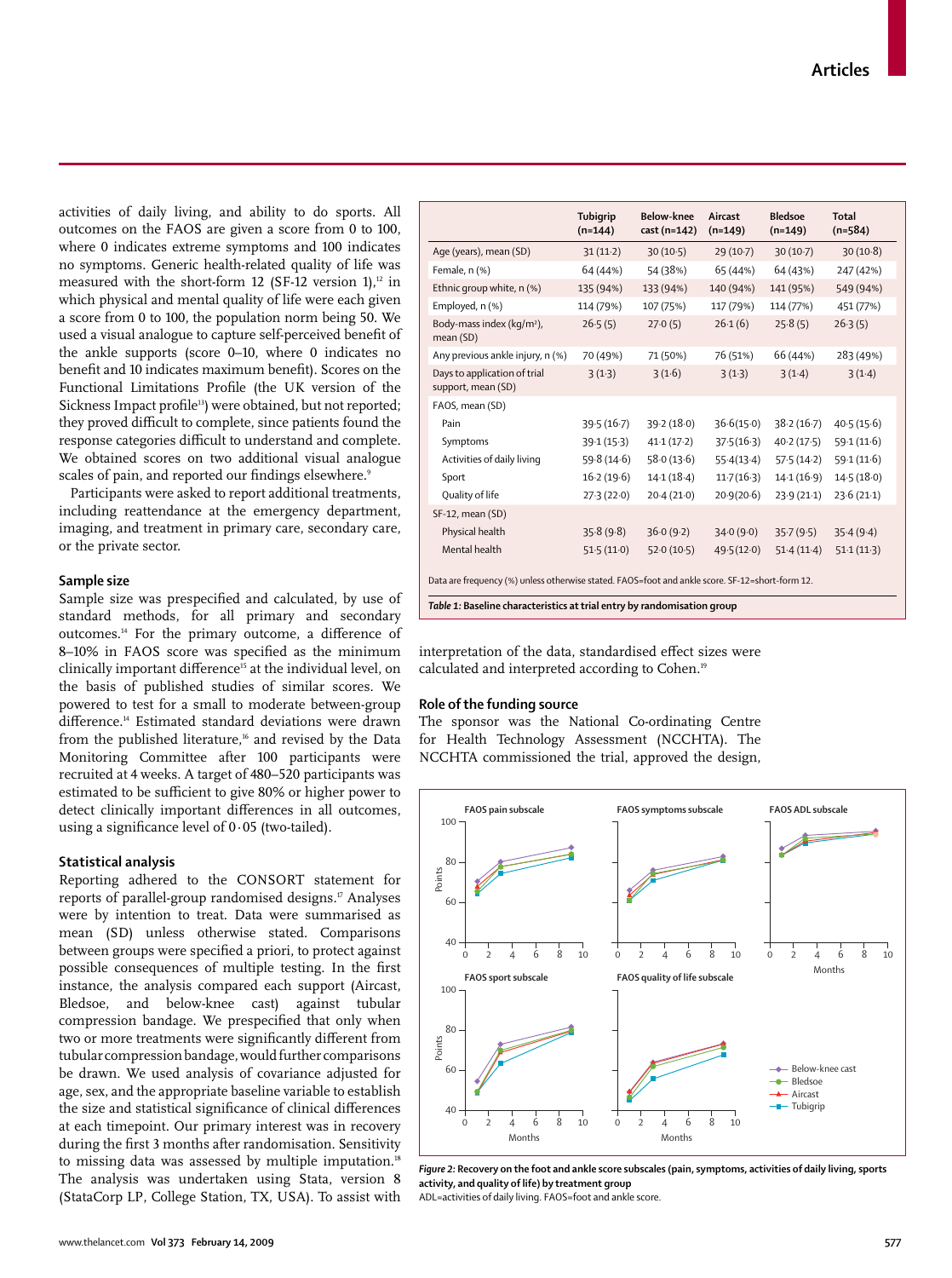activities of daily living, and ability to do sports. All outcomes on the FAOS are given a score from 0 to 100, where 0 indicates extreme symptoms and 100 indicates no symptoms. Generic health-related quality of life was measured with the short-form 12 (SF-12 version 1),[12] in which physical and mental quality of life were each given a score from 0 to 100, the population norm being 50. We used a visual analogue to capture self-perceived benefit of the ankle supports (score 0–10, where 0 indicates no benefit and 10 indicates maximum benefit). Scores on the Functional Limitations Profile (the UK version of the Sickness Impact profile[13]) were obtained, but not reported; they proved difficult to complete, since patients found the response categories difficult to understand and complete. We obtained scores on two additional visual analogue scales of pain, and reported our findings elsewhere.[9]

Participants were asked to report additional treatments, including reattendance at the emergency department, imaging, and treatment in primary care, secondary care, or the private sector.

### Sample size

Sample size was prespecified and calculated, by use of standard methods, for all primary and secondary outcomes.[14] For the primary outcome, a difference of 8–10% in FAOS score was specified as the minimum clinically important difference[15] at the individual level, on the basis of published studies of similar scores. We powered to test for a small to moderate between-group difference.[14] Estimated standard deviations were drawn from the published literature,[16] and revised by the Data Monitoring Committee after 100 participants were recruited at 4 weeks. A target of 480–520 participants was estimated to be sufficient to give 80% or higher power to detect clinically important differences in all outcomes, using a significance level of 0·05 (two-tailed).

### Statistical analysis

Reporting adhered to the CONSORT statement for reports of parallel-group randomised designs.[17] Analyses were by intention to treat. Data were summarised as mean (SD) unless otherwise stated. Comparisons between groups were specified a priori, to protect against possible consequences of multiple testing. In the first instance, the analysis compared each support (Aircast, Bledsoe, and below-knee cast) against tubular compression bandage. We prespecified that only when two or more treatments were significantly different from tubular compression bandage, would further comparisons be drawn. We used analysis of covariance adjusted for age, sex, and the appropriate baseline variable to establish the size and statistical significance of clinical differences at each timepoint. Our primary interest was in recovery during the first 3 months after randomisation. Sensitivity to missing data was assessed by multiple imputation.[18] The analysis was undertaken using Stata, version 8 (StataCorp LP, College Station, TX, USA). To assist with interpretation of the data, standardised effect sizes were calculated and interpreted according to Cohen.[19]

|  | Tubigrip (n=144) | Below-knee cast (n=142) | Aircast (n=149) | Bledsoe (n=149) | Total (n=584) |
|---|---|---|---|---|---|
| Age (years), mean (SD) | 31 (11·2) | 30 (10·5) | 29 (10·7) | 30 (10·7) | 30 (10·8) |
| Female, n (%) | 64 (44%) | 54 (38%) | 65 (44%) | 64 (43%) | 247 (42%) |
| Ethnic group white, n (%) | 135 (94%) | 133 (94%) | 140 (94%) | 141 (95%) | 549 (94%) |
| Employed, n (%) | 114 (79%) | 107 (75%) | 117 (79%) | 114 (77%) | 451 (77%) |
| Body-mass index (kg/m²), mean (SD) | 26·5 (5) | 27·0 (5) | 26·1 (6) | 25·8 (5) | 26·3 (5) |
| Any previous ankle injury, n (%) | 70 (49%) | 71 (50%) | 76 (51%) | 66 (44%) | 283 (49%) |
| Days to application of trial support, mean (SD) | 3 (1·3) | 3 (1·6) | 3 (1·3) | 3 (1·4) | 3 (1·4) |
| FAOS, mean (SD) | | | | | |
| Pain | 39·5 (16·7) | 39·2 (18·0) | 36·6 (15·0) | 38·2 (16·7) | 40·5 (15·6) |
| Symptoms | 39·1 (15·3) | 41·1 (17·2) | 37·5 (16·3) | 40·2 (17·5) | 59·1 (11·6) |
| Activities of daily living | 59·8 (14·6) | 58·0 (13·6) | 55·4 (13·4) | 57·5 (14·2) | 59·1 (11·6) |
| Sport | 16·2 (19·6) | 14·1 (18·4) | 11·7 (16·3) | 14·1 (16·9) | 14·5 (18·0) |
| Quality of life | 27·3 (22·0) | 20·4 (21·0) | 20·9 (20·6) | 23·9 (21·1) | 23·6 (21·1) |
| SF-12, mean (SD) | | | | | |
| Physical health | 35·8 (9·8) | 36·0 (9·2) | 34·0 (9·0) | 35·7 (9·5) | 35·4 (9·4) |
| Mental health | 51·5 (11·0) | 52·0 (10·5) | 49·5 (12·0) | 51·4 (11·4) | 51·1 (11·3) |

Data are frequency (%) unless otherwise stated. FAOS=foot and ankle score. SF-12=short-form 12.

*Table 1:* **Baseline characteristics at trial entry by randomisation group**

### Role of the funding source

The sponsor was the National Co-ordinating Centre for Health Technology Assessment (NCCHTA). The NCCHTA commissioned the trial, approved the design,

*Figure 2:* **Recovery on the foot and ankle score subscales (pain, symptoms, activities of daily living, sports activity, and quality of life) by treatment group**

ADL=activities of daily living. FAOS=foot and ankle score.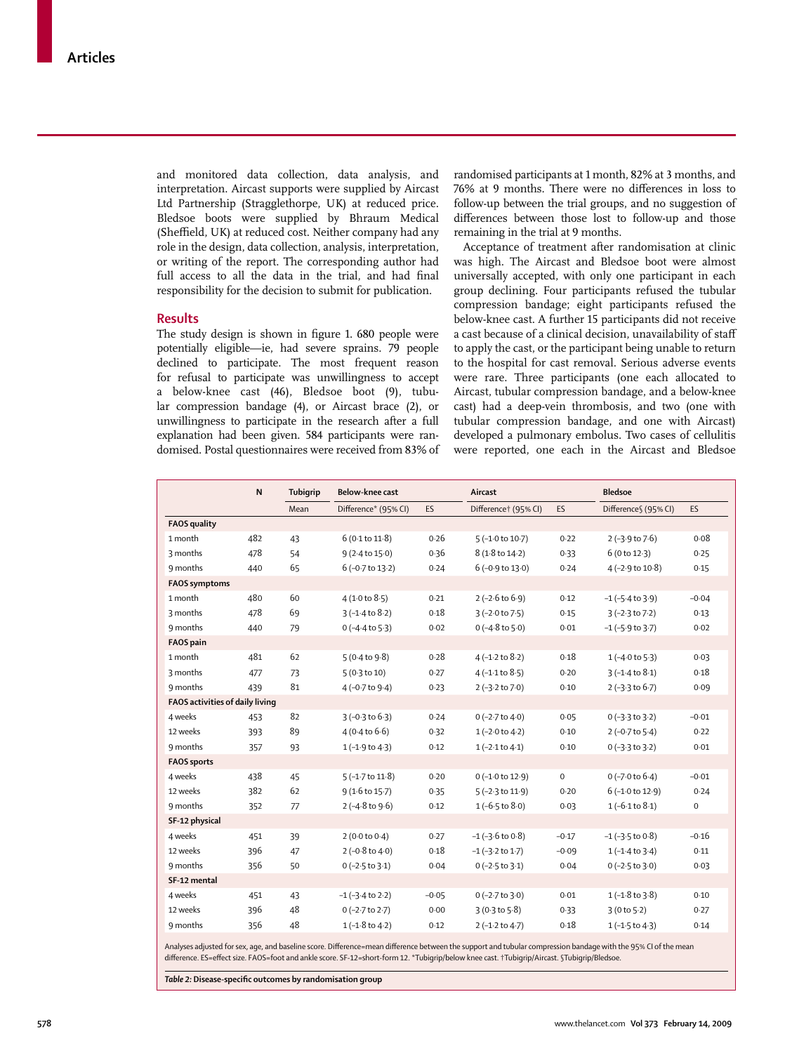and monitored data collection, data analysis, and interpretation. Aircast supports were supplied by Aircast Ltd Partnership (Stragglethorpe, UK) at reduced price. Bledsoe boots were supplied by Bhraum Medical (Sheffield, UK) at reduced cost. Neither company had any role in the design, data collection, analysis, interpretation, or writing of the report. The corresponding author had full access to all the data in the trial, and had final responsibility for the decision to submit for publication.

## Results

The study design is shown in figure 1. 680 people were potentially eligible—ie, had severe sprains. 79 people declined to participate. The most frequent reason for refusal to participate was unwillingness to accept a below-knee cast (46), Bledsoe boot (9), tubular compression bandage (4), or Aircast brace (2), or unwillingness to participate in the research after a full explanation had been given. 584 participants were randomised. Postal questionnaires were received from 83% of randomised participants at 1 month, 82% at 3 months, and 76% at 9 months. There were no differences in loss to follow-up between the trial groups, and no suggestion of differences between those lost to follow-up and those remaining in the trial at 9 months.

Acceptance of treatment after randomisation at clinic was high. The Aircast and Bledsoe boot were almost universally accepted, with only one participant in each group declining. Four participants refused the tubular compression bandage; eight participants refused the below-knee cast. A further 15 participants did not receive a cast because of a clinical decision, unavailability of staff to apply the cast, or the participant being unable to return to the hospital for cast removal. Serious adverse events were rare. Three participants (one each allocated to Aircast, tubular compression bandage, and a below-knee cast) had a deep-vein thrombosis, and two (one with tubular compression bandage, and one with Aircast) developed a pulmonary embolus. Two cases of cellulitis were reported, one each in the Aircast and Bledsoe

| | N | Tubigrip | Below-knee cast | | Aircast | | Bledsoe | |
|---|---|---|---|---|---|---|---|---|
| | | Mean | Difference* (95% CI) | ES | Difference† (95% CI) | ES | Difference§ (95% CI) | ES |
| **FAOS quality** | | | | | | | | |
| 1 month | 482 | 43 | 6 (0·1 to 11·8) | 0·26 | 5 (–1·0 to 10·7) | 0·22 | 2 (–3·9 to 7·6) | 0·08 |
| 3 months | 478 | 54 | 9 (2·4 to 15·0) | 0·36 | 8 (1·8 to 14·2) | 0·33 | 6 (0 to 12·3) | 0·25 |
| 9 months | 440 | 65 | 6 (–0·7 to 13·2) | 0·24 | 6 (–0·9 to 13·0) | 0·24 | 4 (–2·9 to 10·8) | 0·15 |
| **FAOS symptoms** | | | | | | | | |
| 1 month | 480 | 60 | 4 (1·0 to 8·5) | 0·21 | 2 (–2·6 to 6·9) | 0·12 | –1 (–5·4 to 3·9) | –0·04 |
| 3 months | 478 | 69 | 3 (–1·4 to 8·2) | 0·18 | 3 (–2·0 to 7·5) | 0·15 | 3 (–2·3 to 7·2) | 0·13 |
| 9 months | 440 | 79 | 0 (–4·4 to 5·3) | 0·02 | 0 (–4·8 to 5·0) | 0·01 | –1 (–5·9 to 3·7) | 0·02 |
| **FAOS pain** | | | | | | | | |
| 1 month | 481 | 62 | 5 (0·4 to 9·8) | 0·28 | 4 (–1·2 to 8·2) | 0·18 | 1 (–4·0 to 5·3) | 0·03 |
| 3 months | 477 | 73 | 5 (0·3 to 10) | 0·27 | 4 (–1·1 to 8·5) | 0·20 | 3 (–1·4 to 8·1) | 0·18 |
| 9 months | 439 | 81 | 4 (–0·7 to 9·4) | 0·23 | 2 (–3·2 to 7·0) | 0·10 | 2 (–3·3 to 6·7) | 0·09 |
| **FAOS activities of daily living** | | | | | | | | |
| 4 weeks | 453 | 82 | 3 (–0·3 to 6·3) | 0·24 | 0 (–2·7 to 4·0) | 0·05 | 0 (–3·3 to 3·2) | –0·01 |
| 12 weeks | 393 | 89 | 4 (0·4 to 6·6) | 0·32 | 1 (–2·0 to 4·2) | 0·10 | 2 (–0·7 to 5·4) | 0·22 |
| 9 months | 357 | 93 | 1 (–1·9 to 4·3) | 0·12 | 1 (–2·1 to 4·1) | 0·10 | 0 (–3·3 to 3·2) | 0·01 |
| **FAOS sports** | | | | | | | | |
| 4 weeks | 438 | 45 | 5 (–1·7 to 11·8) | 0·20 | 0 (–1·0 to 12·9) | 0 | 0 (–7·0 to 6·4) | –0·01 |
| 12 weeks | 382 | 62 | 9 (1·6 to 15·7) | 0·35 | 5 (–2·3 to 11·9) | 0·20 | 6 (–1·0 to 12·9) | 0·24 |
| 9 months | 352 | 77 | 2 (–4·8 to 9·6) | 0·12 | 1 (–6·5 to 8·0) | 0·03 | 1 (–6·1 to 8·1) | 0 |
| **SF-12 physical** | | | | | | | | |
| 4 weeks | 451 | 39 | 2 (0·0 to 0·4) | 0·27 | –1 (–3·6 to 0·8) | –0·17 | –1 (–3·5 to 0·8) | –0·16 |
| 12 weeks | 396 | 47 | 2 (–0·8 to 4·0) | 0·18 | –1 (–3·2 to 1·7) | –0·09 | 1 (–1·4 to 3·4) | 0·11 |
| 9 months | 356 | 50 | 0 (–2·5 to 3·1) | 0·04 | 0 (–2·5 to 3·1) | 0·04 | 0 (–2·5 to 3·0) | 0·03 |
| **SF-12 mental** | | | | | | | | |
| 4 weeks | 451 | 43 | –1 (–3·4 to 2·2) | –0·05 | 0 (–2·7 to 3·0) | 0·01 | 1 (–1·8 to 3·8) | 0·10 |
| 12 weeks | 396 | 48 | 0 (–2·7 to 2·7) | 0·00 | 3 (0·3 to 5·8) | 0·33 | 3 (0 to 5·2) | 0·27 |
| 9 months | 356 | 48 | 1 (–1·8 to 4·2) | 0·12 | 2 (–1·2 to 4·7) | 0·18 | 1 (–1·5 to 4·3) | 0·14 |

Analyses adjusted for sex, age, and baseline score. Difference=mean difference between the support and tubular compression bandage with the 95% CI of the mean difference. ES=effect size. FAOS=foot and ankle score. SF-12=short-form 12. *Tubigrip/below knee cast. †Tubigrip/Aircast. §Tubigrip/Bledsoe.

*Table 2:* **Disease-specific outcomes by randomisation group**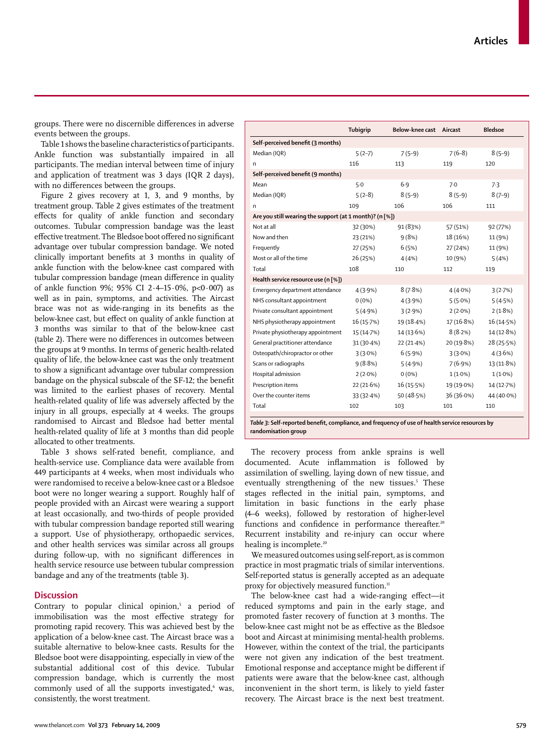groups. There were no discernible differences in adverse events between the groups.

Table 1 shows the baseline characteristics of participants. Ankle function was substantially impaired in all participants. The median interval between time of injury and application of treatment was 3 days (IQR 2 days), with no differences between the groups.

Figure 2 gives recovery at 1, 3, and 9 months, by treatment group. Table 2 gives estimates of the treatment effects for quality of ankle function and secondary outcomes. Tubular compression bandage was the least effective treatment. The Bledsoe boot offered no significant advantage over tubular compression bandage. We noted clinically important benefits at 3 months in quality of ankle function with the below-knee cast compared with tubular compression bandage (mean difference in quality of ankle function 9%; 95% CI 2·4–15·0%, p<0·007) as well as in pain, symptoms, and activities. The Aircast brace was not as wide-ranging in its benefits as the below-knee cast, but effect on quality of ankle function at 3 months was similar to that of the below-knee cast (table 2). There were no differences in outcomes between the groups at 9 months. In terms of generic health-related quality of life, the below-knee cast was the only treatment to show a significant advantage over tubular compression bandage on the physical subscale of the SF-12; the benefit was limited to the earliest phases of recovery. Mental health-related quality of life was adversely affected by the injury in all groups, especially at 4 weeks. The groups randomised to Aircast and Bledsoe had better mental health-related quality of life at 3 months than did people allocated to other treatments.

Table 3 shows self-rated benefit, compliance, and health-service use. Compliance data were available from 449 participants at 4 weeks, when most individuals who were randomised to receive a below-knee cast or a Bledsoe boot were no longer wearing a support. Roughly half of people provided with an Aircast were wearing a support at least occasionally, and two-thirds of people provided with tubular compression bandage reported still wearing a support. Use of physiotherapy, orthopaedic services, and other health services was similar across all groups during follow-up, with no significant differences in health service resource use between tubular compression bandage and any of the treatments (table 3).

| | Tubigrip | Below-knee cast | Aircast | Bledsoe |
|---|---|---|---|---|
| **Self-perceived benefit (3 months)** | | | | |
| Median (IQR) | 5 (2–7) | 7 (5–9) | 7 (6–8) | 8 (5–9) |
| n | 116 | 113 | 119 | 120 |
| **Self-perceived benefit (9 months)** | | | | |
| Mean | 5·0 | 6·9 | 7·0 | 7·3 |
| Median (IQR) | 5 (2–8) | 8 (5–9) | 8 (5–9) | 8 (7–9) |
| n | 109 | 106 | 106 | 111 |
| **Are you still wearing the support (at 1 month)? (n [%])** | | | | |
| Not at all | 32 (30%) | 91 (83%) | 57 (51%) | 92 (77%) |
| Now and then | 23 (21%) | 9 (8%) | 18 (16%) | 11 (9%) |
| Frequently | 27 (25%) | 6 (5%) | 27 (24%) | 11 (9%) |
| Most or all of the time | 26 (25%) | 4 (4%) | 10 (9%) | 5 (4%) |
| Total | 108 | 110 | 112 | 119 |
| **Health service resource use (n [%])** | | | | |
| Emergency department attendance | 4 (3·9%) | 8 (7·8%) | 4 (4·0%) | 3 (2·7%) |
| NHS consultant appointment | 0 (0%) | 4 (3·9%) | 5 (5·0%) | 5 (4·5%) |
| Private consultant appointment | 5 (4·9%) | 3 (2·9%) | 2 (2·0%) | 2 (1·8%) |
| NHS physiotherapy appointment | 16 (15·7%) | 19 (18·4%) | 17 (16·8%) | 16 (14·5%) |
| Private physiotherapy appointment | 15 (14·7%) | 14 (13·6%) | 8 (8·2%) | 14 (12·8%) |
| General practitioner attendance | 31 (30·4%) | 22 (21·4%) | 20 (19·8%) | 28 (25·5%) |
| Osteopath/chiropractor or other | 3 (3·0%) | 6 (5·9%) | 3 (3·0%) | 4 (3·6%) |
| Scans or radiographs | 9 (8·8%) | 5 (4·9%) | 7 (6·9%) | 13 (11·8%) |
| Hospital admission | 2 (2·0%) | 0 (0%) | 1 (1·0%) | 1 (1·0%) |
| Prescription items | 22 (21·6%) | 16 (15·5%) | 19 (19·0%) | 14 (12·7%) |
| Over the counter items | 33 (32·4%) | 50 (48·5%) | 36 (36·0%) | 44 (40·0%) |
| Total | 102 | 103 | 101 | 110 |

*Table 3:* **Self-reported benefit, compliance, and frequency of use of health service resources by randomisation group**

## Discussion

Contrary to popular clinical opinion,[5] a period of immobilisation was the most effective strategy for promoting rapid recovery. This was achieved best by the application of a below-knee cast. The Aircast brace was a suitable alternative to below-knee casts. Results for the Bledsoe boot were disappointing, especially in view of the substantial additional cost of this device. Tubular compression bandage, which is currently the most commonly used of all the supports investigated,[6] was, consistently, the worst treatment.

The recovery process from ankle sprains is well documented. Acute inflammation is followed by assimilation of swelling, laying down of new tissue, and eventually strengthening of the new tissues.[5] These stages reflected in the initial pain, symptoms, and limitation in basic functions in the early phase (4–6 weeks), followed by restoration of higher-level functions and confidence in performance thereafter.[20] Recurrent instability and re-injury can occur where healing is incomplete.[20]

We measured outcomes using self-report, as is common practice in most pragmatic trials of similar interventions. Self-reported status is generally accepted as an adequate proxy for objectively measured function.[11]

The below-knee cast had a wide-ranging effect—it reduced symptoms and pain in the early stage, and promoted faster recovery of function at 3 months. The below-knee cast might not be as effective as the Bledsoe boot and Aircast at minimising mental-health problems. However, within the context of the trial, the participants were not given any indication of the best treatment. Emotional response and acceptance might be different if patients were aware that the below-knee cast, although inconvenient in the short term, is likely to yield faster recovery. The Aircast brace is the next best treatment.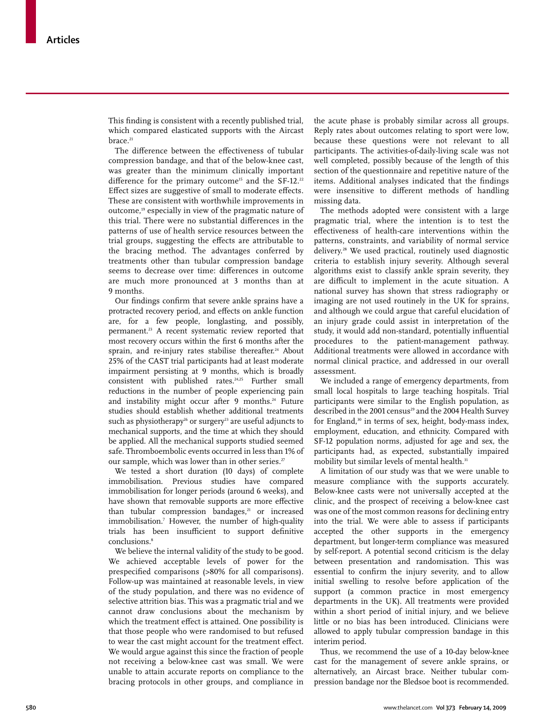This finding is consistent with a recently published trial, which compared elasticated supports with the Aircast brace.[21]

The difference between the effectiveness of tubular compression bandage, and that of the below-knee cast, was greater than the minimum clinically important difference for the primary outcome[15] and the SF-12.[22] Effect sizes are suggestive of small to moderate effects. These are consistent with worthwhile improvements in outcome,[19] especially in view of the pragmatic nature of this trial. There were no substantial differences in the patterns of use of health service resources between the trial groups, suggesting the effects are attributable to the bracing method. The advantages conferred by treatments other than tubular compression bandage seems to decrease over time: differences in outcome are much more pronounced at 3 months than at 9 months.

Our findings confirm that severe ankle sprains have a protracted recovery period, and effects on ankle function are, for a few people, longlasting, and possibly, permanent.[23] A recent systematic review reported that most recovery occurs within the first 6 months after the sprain, and re-injury rates stabilise thereafter.[24] About 25% of the CAST trial participants had at least moderate impairment persisting at 9 months, which is broadly consistent with published rates.[24,25] Further small reductions in the number of people experiencing pain and instability might occur after 9 months.[24] Future studies should establish whether additional treatments such as physiotherapy[26] or surgery[23] are useful adjuncts to mechanical supports, and the time at which they should be applied. All the mechanical supports studied seemed safe. Thromboembolic events occurred in less than 1% of our sample, which was lower than in other series.[27]

We tested a short duration (10 days) of complete immobilisation. Previous studies have compared immobilisation for longer periods (around 6 weeks), and have shown that removable supports are more effective than tubular compression bandages,[21] or increased immobilisation.[7] However, the number of high-quality trials has been insufficient to support definitive conclusions.[8]

We believe the internal validity of the study to be good. We achieved acceptable levels of power for the prespecified comparisons (>80% for all comparisons). Follow-up was maintained at reasonable levels, in view of the study population, and there was no evidence of selective attrition bias. This was a pragmatic trial and we cannot draw conclusions about the mechanism by which the treatment effect is attained. One possibility is that those people who were randomised to but refused to wear the cast might account for the treatment effect. We would argue against this since the fraction of people not receiving a below-knee cast was small. We were unable to attain accurate reports on compliance to the bracing protocols in other groups, and compliance in the acute phase is probably similar across all groups. Reply rates about outcomes relating to sport were low, because these questions were not relevant to all participants. The activities-of-daily-living scale was not well completed, possibly because of the length of this section of the questionnaire and repetitive nature of the items. Additional analyses indicated that the findings were insensitive to different methods of handling missing data.

The methods adopted were consistent with a large pragmatic trial, where the intention is to test the effectiveness of health-care interventions within the patterns, constraints, and variability of normal service delivery.[28] We used practical, routinely used diagnostic criteria to establish injury severity. Although several algorithms exist to classify ankle sprain severity, they are difficult to implement in the acute situation. A national survey has shown that stress radiography or imaging are not used routinely in the UK for sprains, and although we could argue that careful elucidation of an injury grade could assist in interpretation of the study, it would add non-standard, potentially influential procedures to the patient-management pathway. Additional treatments were allowed in accordance with normal clinical practice, and addressed in our overall assessment.

We included a range of emergency departments, from small local hospitals to large teaching hospitals. Trial participants were similar to the English population, as described in the 2001 census[29] and the 2004 Health Survey for England,[30] in terms of sex, height, body-mass index, employment, education, and ethnicity. Compared with SF-12 population norms, adjusted for age and sex, the participants had, as expected, substantially impaired mobility but similar levels of mental health.[31]

A limitation of our study was that we were unable to measure compliance with the supports accurately. Below-knee casts were not universally accepted at the clinic, and the prospect of receiving a below-knee cast was one of the most common reasons for declining entry into the trial. We were able to assess if participants accepted the other supports in the emergency department, but longer-term compliance was measured by self-report. A potential second criticism is the delay between presentation and randomisation. This was essential to confirm the injury severity, and to allow initial swelling to resolve before application of the support (a common practice in most emergency departments in the UK). All treatments were provided within a short period of initial injury, and we believe little or no bias has been introduced. Clinicians were allowed to apply tubular compression bandage in this interim period.

Thus, we recommend the use of a 10-day below-knee cast for the management of severe ankle sprains, or alternatively, an Aircast brace. Neither tubular compression bandage nor the Bledsoe boot is recommended.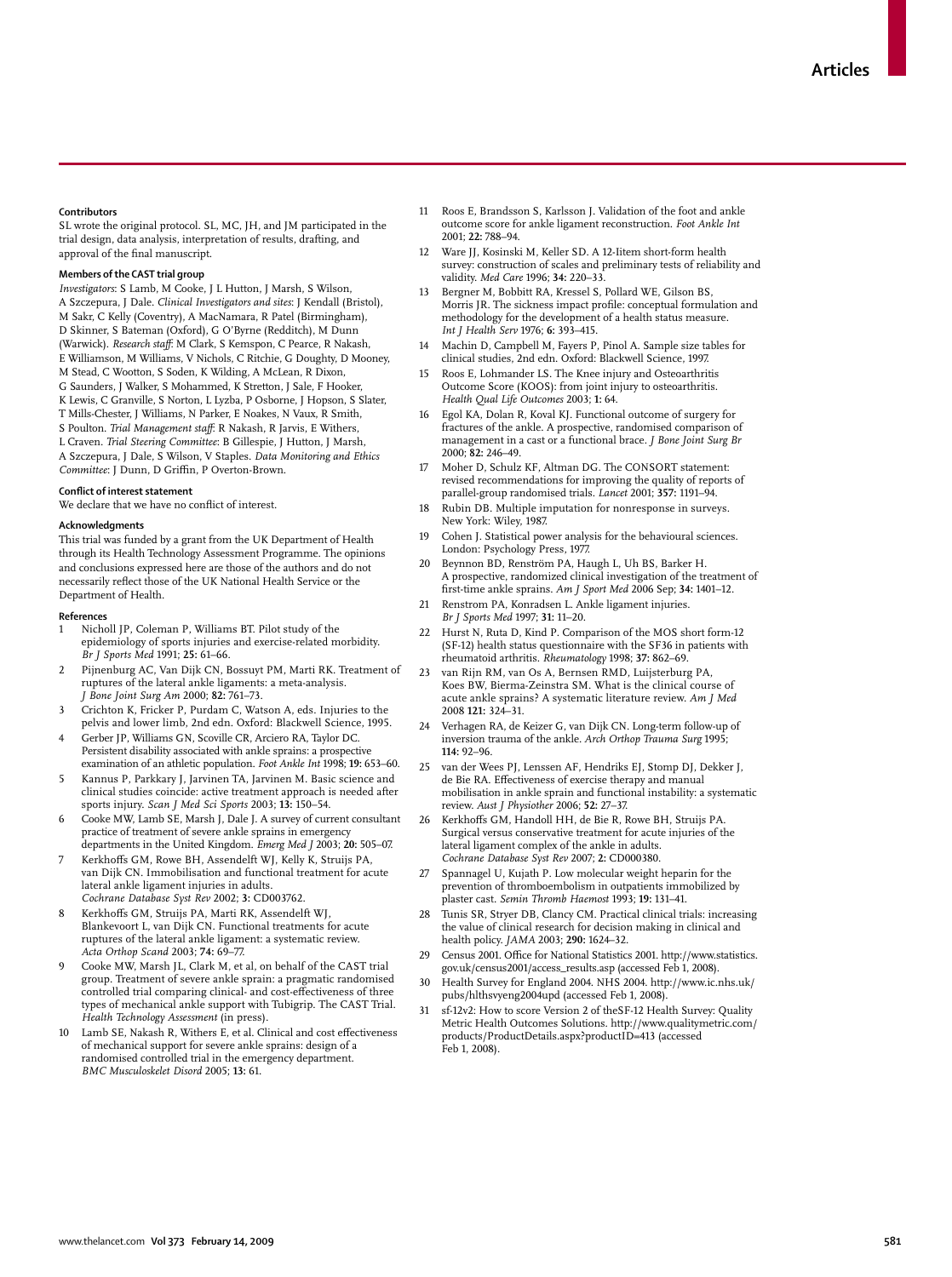### Contributors

SL wrote the original protocol. SL, MC, JH, and JM participated in the trial design, data analysis, interpretation of results, drafting, and approval of the final manuscript.

### Members of the CAST trial group

*Investigators*: S Lamb, M Cooke, J L Hutton, J Marsh, S Wilson, A Szczepura, J Dale. *Clinical Investigators and sites*: J Kendall (Bristol), M Sakr, C Kelly (Coventry), A MacNamara, R Patel (Birmingham), D Skinner, S Bateman (Oxford), G O'Byrne (Redditch), M Dunn (Warwick). *Research staff*: M Clark, S Kempson, C Pearce, R Nakash, E Williamson, M Williams, V Nichols, C Ritchie, G Doughty, D Mooney, M Stead, C Wootton, S Soden, K Wilding, A McLean, R Dixon, G Saunders, J Walker, S Mohammed, K Stretton, J Sale, F Hooker, K Lewis, C Granville, S Norton, L Lyzba, P Osborne, J Hopson, S Slater, T Mills-Chester, J Williams, N Parker, E Noakes, N Vaux, R Smith, S Poulton. *Trial Management staff*: R Nakash, R Jarvis, E Withers, L Craven. *Trial Steering Committee*: B Gillespie, J Hutton, J Marsh, A Szczepura, J Dale, S Wilson, V Staples. *Data Monitoring and Ethics Committee*: J Dunn, D Griffin, P Overton-Brown.

### Conflict of interest statement

We declare that we have no conflict of interest.

### Acknowledgments

This trial was funded by a grant from the UK Department of Health through its Health Technology Assessment Programme. The opinions and conclusions expressed here are those of the authors and do not necessarily reflect those of the UK National Health Service or the Department of Health.

### References

1. Nicholl JP, Coleman P, Williams BT. Pilot study of the epidemiology of sports injuries and exercise-related morbidity. *Br J Sports Med* 1991; **25:** 61–66.
2. Pijnenburg AC, Van Dijk CN, Bossuyt PM, Marti RK. Treatment of ruptures of the lateral ankle ligaments: a meta-analysis. *J Bone Joint Surg Am* 2000; **82:** 761–73.
3. Crichton K, Fricker P, Purdam C, Watson A, eds. Injuries to the pelvis and lower limb, 2nd edn. Oxford: Blackwell Science, 1995.
4. Gerber JP, Williams GN, Scoville CR, Arciero RA, Taylor DC. Persistent disability associated with ankle sprains: a prospective examination of an athletic population. *Foot Ankle Int* 1998; **19:** 653–60.
5. Kannus P, Parkkary J, Jarvinen TA, Jarvinen M. Basic science and clinical studies coincide: active treatment approach is needed after sports injury. *Scan J Med Sci Sports* 2003; **13:** 150–54.
6. Cooke MW, Lamb SE, Marsh J, Dale J. A survey of current consultant practice of treatment of severe ankle sprains in emergency departments in the United Kingdom. *Emerg Med J* 2003; **20:** 505–07.
7. Kerkhoffs GM, Rowe BH, Assendelft WJ, Kelly K, Struijs PA, van Dijk CN. Immobilisation and functional treatment for acute lateral ankle ligament injuries in adults. *Cochrane Database Syst Rev* 2002; **3:** CD003762.
8. Kerkhoffs GM, Struijs PA, Marti RK, Assendelft WJ, Blankevoort L, van Dijk CN. Functional treatments for acute ruptures of the lateral ankle ligament: a systematic review. *Acta Orthop Scand* 2003; **74:** 69–77.
9. Cooke MW, Marsh JL, Clark M, et al, on behalf of the CAST trial group. Treatment of severe ankle sprain: a pragmatic randomised controlled trial comparing clinical- and cost-effectiveness of three types of mechanical ankle support with Tubigrip. The CAST Trial. *Health Technology Assessment* (in press).
10. Lamb SE, Nakash R, Withers E, et al. Clinical and cost effectiveness of mechanical support for severe ankle sprains: design of a randomised controlled trial in the emergency department. *BMC Musculoskelet Disord* 2005; **13:** 61.
11. Roos E, Brandsson S, Karlsson J. Validation of the foot and ankle outcome score for ankle ligament reconstruction. *Foot Ankle Int* 2001; **22:** 788–94.
12. Ware JJ, Kosinski M, Keller SD. A 12-Iitem short-form health survey: construction of scales and preliminary tests of reliability and validity. *Med Care* 1996; **34:** 220–33.
13. Bergner M, Bobbitt RA, Kressel S, Pollard WE, Gilson BS, Morris JR. The sickness impact profile: conceptual formulation and methodology for the development of a health status measure. *Int J Health Serv* 1976; **6:** 393–415.
14. Machin D, Campbell M, Fayers P, Pinol A. Sample size tables for clinical studies, 2nd edn. Oxford: Blackwell Science, 1997.
15. Roos E, Lohmander LS. The Knee injury and Osteoarthritis Outcome Score (KOOS): from joint injury to osteoarthritis. *Health Qual Life Outcomes* 2003; **1:** 64.
16. Egol KA, Dolan R, Koval KJ. Functional outcome of surgery for fractures of the ankle. A prospective, randomised comparison of management in a cast or a functional brace. *J Bone Joint Surg Br* 2000; **82:** 246–49.
17. Moher D, Schulz KF, Altman DG. The CONSORT statement: revised recommendations for improving the quality of reports of parallel-group randomised trials. *Lancet* 2001; **357:** 1191–94.
18. Rubin DB. Multiple imputation for nonresponse in surveys. New York: Wiley, 1987.
19. Cohen J. Statistical power analysis for the behavioural sciences. London: Psychology Press, 1977.
20. Beynnon BD, Renström PA, Haugh L, Uh BS, Barker H. A prospective, randomized clinical investigation of the treatment of first-time ankle sprains. *Am J Sport Med* 2006 Sep; **34:** 1401–12.
21. Renstrom PA, Konradsen L. Ankle ligament injuries. *Br J Sports Med* 1997; **31:** 11–20.
22. Hurst N, Ruta D, Kind P. Comparison of the MOS short form-12 (SF-12) health status questionnaire with the SF36 in patients with rheumatoid arthritis. *Rheumatology* 1998; **37:** 862–69.
23. van Rijn RM, van Os A, Bernsen RMD, Luijsterburg PA, Koes BW, Bierma-Zeinstra SM. What is the clinical course of acute ankle sprains? A systematic literature review. *Am J Med* 2008 **121:** 324–31.
24. Verhagen RA, de Keizer G, van Dijk CN. Long-term follow-up of inversion trauma of the ankle. *Arch Orthop Trauma Surg* 1995; **114:** 92–96.
25. van der Wees PJ, Lenssen AF, Hendriks EJ, Stomp DJ, Dekker J, de Bie RA. Effectiveness of exercise therapy and manual mobilisation in ankle sprain and functional instability: a systematic review. *Aust J Physiother* 2006; **52:** 27–37.
26. Kerkhoffs GM, Handoll HH, de Bie R, Rowe BH, Struijs PA. Surgical versus conservative treatment for acute injuries of the lateral ligament complex of the ankle in adults. *Cochrane Database Syst Rev* 2007; **2:** CD000380.
27. Spannagel U, Kujath P. Low molecular weight heparin for the prevention of thromboembolism in outpatients immobilized by plaster cast. *Semin Thromb Haemost* 1993; **19:** 131–41.
28. Tunis SR, Stryer DB, Clancy CM. Practical clinical trials: increasing the value of clinical research for decision making in clinical and health policy. *JAMA* 2003; **290:** 1624–32.
29. Census 2001. Office for National Statistics 2001. http://www.statistics.gov.uk/census2001/access_results.asp (accessed Feb 1, 2008).
30. Health Survey for England 2004. NHS 2004. http://www.ic.nhs.uk/pubs/hlthsvyeng2004upd (accessed Feb 1, 2008).
31. sf-12v2: How to score Version 2 of theSF-12 Health Survey: Quality Metric Health Outcomes Solutions. http://www.qualitymetric.com/products/ProductDetails.aspx?productID=413 (accessed Feb 1, 2008).